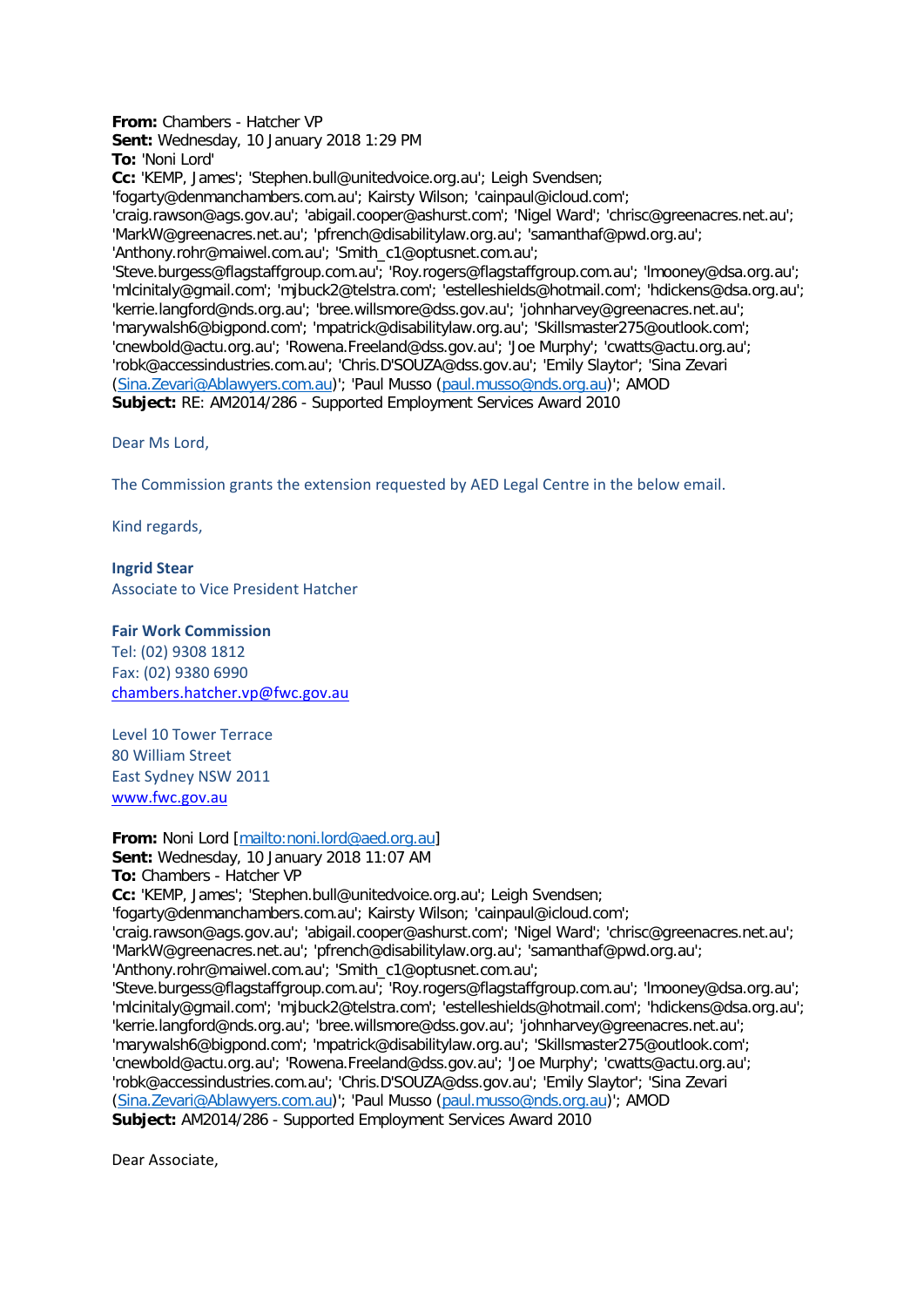**From:** Chambers - Hatcher VP
**Sent:** Wednesday, 10 January 2018 1:29 PM
**To:** 'Noni Lord'
**Cc:** 'KEMP, James'; 'Stephen.bull@unitedvoice.org.au'; Leigh Svendsen; 'fogarty@denmanchambers.com.au'; Kairsty Wilson; 'cainpaul@icloud.com'; 'craig.rawson@ags.gov.au'; 'abigail.cooper@ashurst.com'; 'Nigel Ward'; 'chrisc@greenacres.net.au'; 'MarkW@greenacres.net.au'; 'pfrench@disabilitylaw.org.au'; 'samanthaf@pwd.org.au'; 'Anthony.rohr@maiwel.com.au'; 'Smith_c1@optusnet.com.au'; 'Steve.burgess@flagstaffgroup.com.au'; 'Roy.rogers@flagstaffgroup.com.au'; 'lmooney@dsa.org.au'; 'mlcinitaly@gmail.com'; 'mjbuck2@telstra.com'; 'estelleshields@hotmail.com'; 'hdickens@dsa.org.au'; 'kerrie.langford@nds.org.au'; 'bree.willsmore@dss.gov.au'; 'johnharvey@greenacres.net.au'; 'marywalsh6@bigpond.com'; 'mpatrick@disabilitylaw.org.au'; 'Skillsmaster275@outlook.com'; 'cnewbold@actu.org.au'; 'Rowena.Freeland@dss.gov.au'; 'Joe Murphy'; 'cwatts@actu.org.au'; 'robk@accessindustries.com.au'; 'Chris.D'SOUZA@dss.gov.au'; 'Emily Slaytor'; 'Sina Zevari (Sina.Zevari@Ablawyers.com.au)'; 'Paul Musso (paul.musso@nds.org.au)'; AMOD
**Subject:** RE: AM2014/286 - Supported Employment Services Award 2010

Dear Ms Lord,

The Commission grants the extension requested by AED Legal Centre in the below email.

Kind regards,

**Ingrid Stear**
Associate to Vice President Hatcher

**Fair Work Commission**
Tel: (02) 9308 1812
Fax: (02) 9380 6990
chambers.hatcher.vp@fwc.gov.au

Level 10 Tower Terrace
80 William Street
East Sydney NSW 2011
www.fwc.gov.au

**From:** Noni Lord [mailto:noni.lord@aed.org.au]
**Sent:** Wednesday, 10 January 2018 11:07 AM
**To:** Chambers - Hatcher VP
**Cc:** 'KEMP, James'; 'Stephen.bull@unitedvoice.org.au'; Leigh Svendsen; 'fogarty@denmanchambers.com.au'; Kairsty Wilson; 'cainpaul@icloud.com'; 'craig.rawson@ags.gov.au'; 'abigail.cooper@ashurst.com'; 'Nigel Ward'; 'chrisc@greenacres.net.au'; 'MarkW@greenacres.net.au'; 'pfrench@disabilitylaw.org.au'; 'samanthaf@pwd.org.au'; 'Anthony.rohr@maiwel.com.au'; 'Smith_c1@optusnet.com.au'; 'Steve.burgess@flagstaffgroup.com.au'; 'Roy.rogers@flagstaffgroup.com.au'; 'lmooney@dsa.org.au'; 'mlcinitaly@gmail.com'; 'mjbuck2@telstra.com'; 'estelleshields@hotmail.com'; 'hdickens@dsa.org.au'; 'kerrie.langford@nds.org.au'; 'bree.willsmore@dss.gov.au'; 'johnharvey@greenacres.net.au'; 'marywalsh6@bigpond.com'; 'mpatrick@disabilitylaw.org.au'; 'Skillsmaster275@outlook.com'; 'cnewbold@actu.org.au'; 'Rowena.Freeland@dss.gov.au'; 'Joe Murphy'; 'cwatts@actu.org.au'; 'robk@accessindustries.com.au'; 'Chris.D'SOUZA@dss.gov.au'; 'Emily Slaytor'; 'Sina Zevari (Sina.Zevari@Ablawyers.com.au)'; 'Paul Musso (paul.musso@nds.org.au)'; AMOD
**Subject:** AM2014/286 - Supported Employment Services Award 2010

Dear Associate,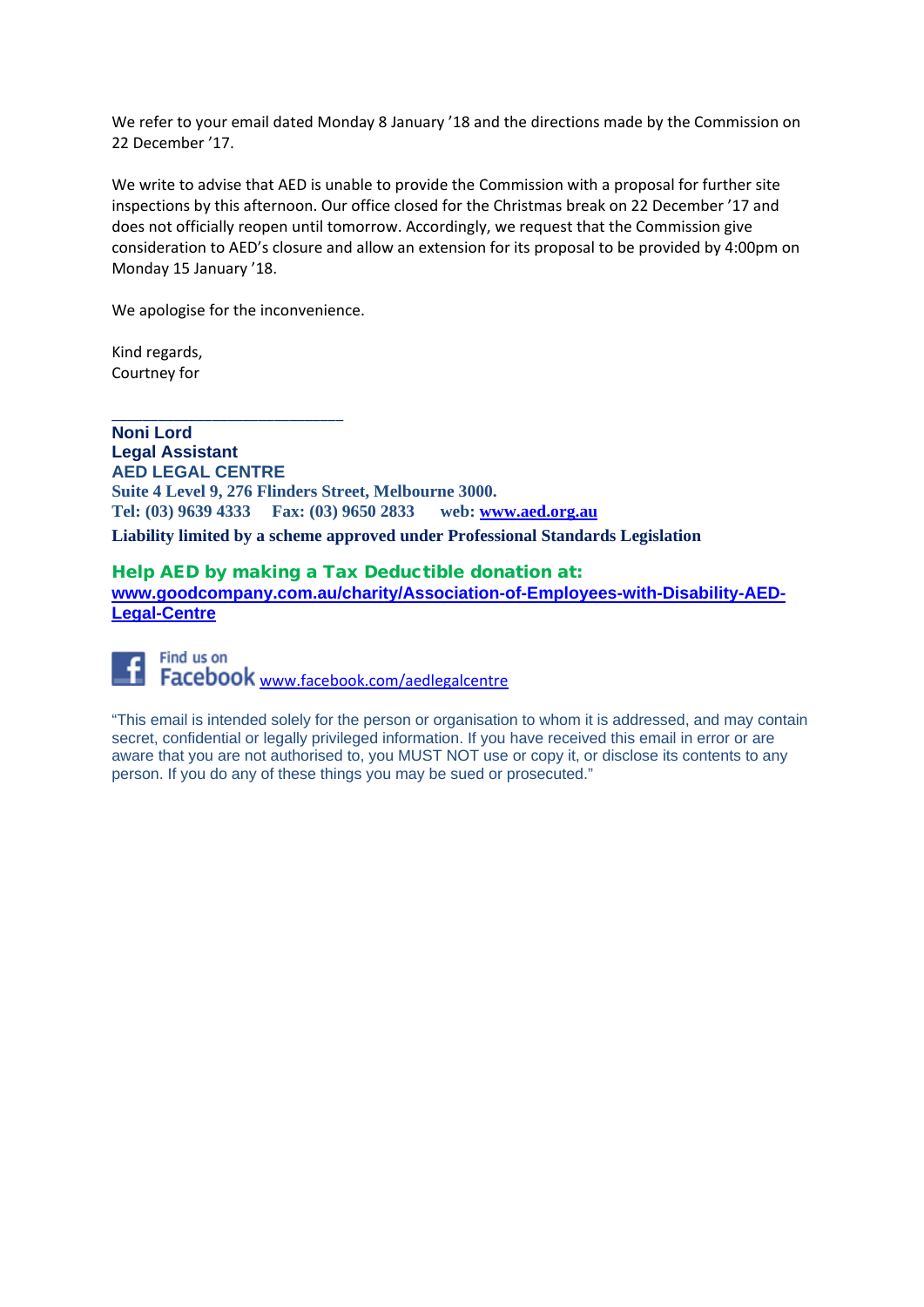We refer to your email dated Monday 8 January '18 and the directions made by the Commission on 22 December '17.

We write to advise that AED is unable to provide the Commission with a proposal for further site inspections by this afternoon. Our office closed for the Christmas break on 22 December '17 and does not officially reopen until tomorrow. Accordingly, we request that the Commission give consideration to AED's closure and allow an extension for its proposal to be provided by 4:00pm on Monday 15 January '18.

We apologise for the inconvenience.

Kind regards,
Courtney for

______________________________

**Noni Lord**
**Legal Assistant**
**AED LEGAL CENTRE**
**Suite 4 Level 9, 276 Flinders Street, Melbourne 3000.**
**Tel: (03) 9639 4333 Fax: (03) 9650 2833 web: www.aed.org.au**
**Liability limited by a scheme approved under Professional Standards Legislation**

**Help AED by making a Tax Deductible donation at:**
**www.goodcompany.com.au/charity/Association-of-Employees-with-Disability-AED-Legal-Centre**

Find us on Facebook www.facebook.com/aedlegalcentre

"This email is intended solely for the person or organisation to whom it is addressed, and may contain secret, confidential or legally privileged information. If you have received this email in error or are aware that you are not authorised to, you MUST NOT use or copy it, or disclose its contents to any person. If you do any of these things you may be sued or prosecuted."